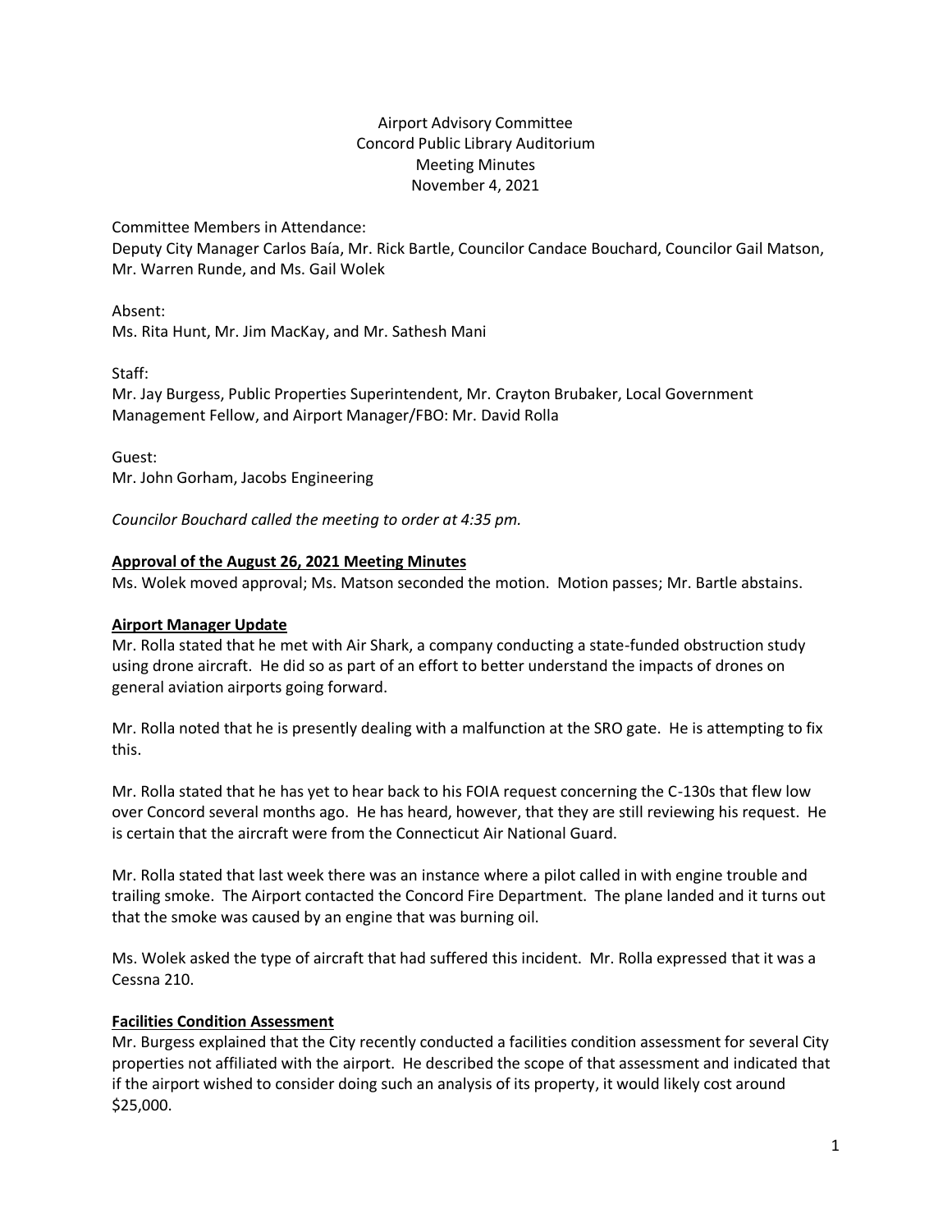Airport Advisory Committee
Concord Public Library Auditorium
Meeting Minutes
November 4, 2021

Committee Members in Attendance:
Deputy City Manager Carlos Baía, Mr. Rick Bartle, Councilor Candace Bouchard, Councilor Gail Matson, Mr. Warren Runde, and Ms. Gail Wolek

Absent:
Ms. Rita Hunt, Mr. Jim MacKay, and Mr. Sathesh Mani

Staff:
Mr. Jay Burgess, Public Properties Superintendent, Mr. Crayton Brubaker, Local Government Management Fellow, and Airport Manager/FBO: Mr. David Rolla

Guest:
Mr. John Gorham, Jacobs Engineering

*Councilor Bouchard called the meeting to order at 4:35 pm.*

**Approval of the August 26, 2021 Meeting Minutes**

Ms. Wolek moved approval; Ms. Matson seconded the motion. Motion passes; Mr. Bartle abstains.

**Airport Manager Update**

Mr. Rolla stated that he met with Air Shark, a company conducting a state-funded obstruction study using drone aircraft. He did so as part of an effort to better understand the impacts of drones on general aviation airports going forward.

Mr. Rolla noted that he is presently dealing with a malfunction at the SRO gate. He is attempting to fix this.

Mr. Rolla stated that he has yet to hear back to his FOIA request concerning the C-130s that flew low over Concord several months ago. He has heard, however, that they are still reviewing his request. He is certain that the aircraft were from the Connecticut Air National Guard.

Mr. Rolla stated that last week there was an instance where a pilot called in with engine trouble and trailing smoke. The Airport contacted the Concord Fire Department. The plane landed and it turns out that the smoke was caused by an engine that was burning oil.

Ms. Wolek asked the type of aircraft that had suffered this incident. Mr. Rolla expressed that it was a Cessna 210.

**Facilities Condition Assessment**

Mr. Burgess explained that the City recently conducted a facilities condition assessment for several City properties not affiliated with the airport. He described the scope of that assessment and indicated that if the airport wished to consider doing such an analysis of its property, it would likely cost around $25,000.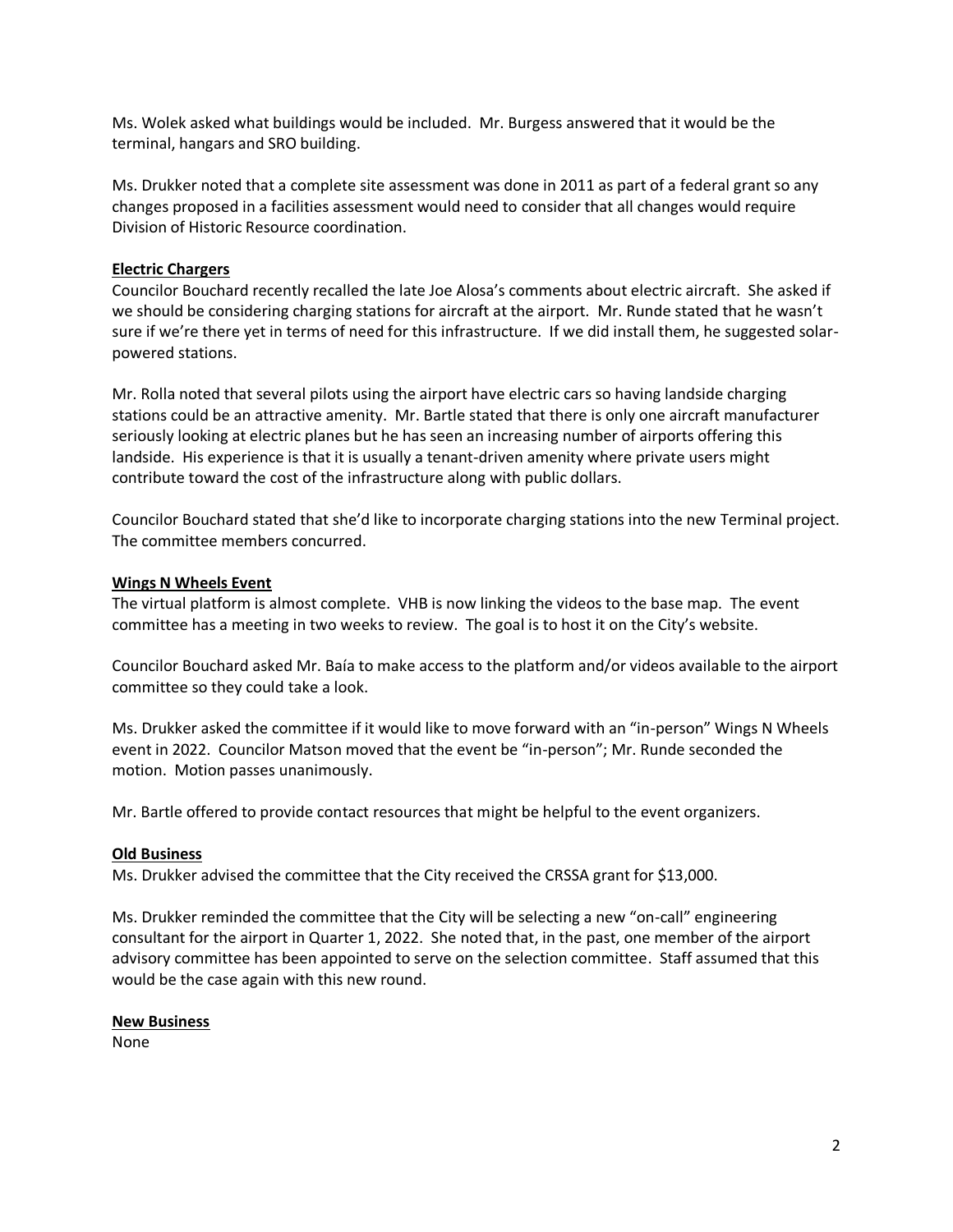Ms. Wolek asked what buildings would be included. Mr. Burgess answered that it would be the terminal, hangars and SRO building.

Ms. Drukker noted that a complete site assessment was done in 2011 as part of a federal grant so any changes proposed in a facilities assessment would need to consider that all changes would require Division of Historic Resource coordination.

**Electric Chargers**

Councilor Bouchard recently recalled the late Joe Alosa's comments about electric aircraft. She asked if we should be considering charging stations for aircraft at the airport. Mr. Runde stated that he wasn't sure if we're there yet in terms of need for this infrastructure. If we did install them, he suggested solar-powered stations.

Mr. Rolla noted that several pilots using the airport have electric cars so having landside charging stations could be an attractive amenity. Mr. Bartle stated that there is only one aircraft manufacturer seriously looking at electric planes but he has seen an increasing number of airports offering this landside. His experience is that it is usually a tenant-driven amenity where private users might contribute toward the cost of the infrastructure along with public dollars.

Councilor Bouchard stated that she'd like to incorporate charging stations into the new Terminal project. The committee members concurred.

**Wings N Wheels Event**

The virtual platform is almost complete. VHB is now linking the videos to the base map. The event committee has a meeting in two weeks to review. The goal is to host it on the City's website.

Councilor Bouchard asked Mr. Baía to make access to the platform and/or videos available to the airport committee so they could take a look.

Ms. Drukker asked the committee if it would like to move forward with an "in-person" Wings N Wheels event in 2022. Councilor Matson moved that the event be "in-person"; Mr. Runde seconded the motion. Motion passes unanimously.

Mr. Bartle offered to provide contact resources that might be helpful to the event organizers.

**Old Business**

Ms. Drukker advised the committee that the City received the CRSSA grant for $13,000.

Ms. Drukker reminded the committee that the City will be selecting a new "on-call" engineering consultant for the airport in Quarter 1, 2022. She noted that, in the past, one member of the airport advisory committee has been appointed to serve on the selection committee. Staff assumed that this would be the case again with this new round.

**New Business**

None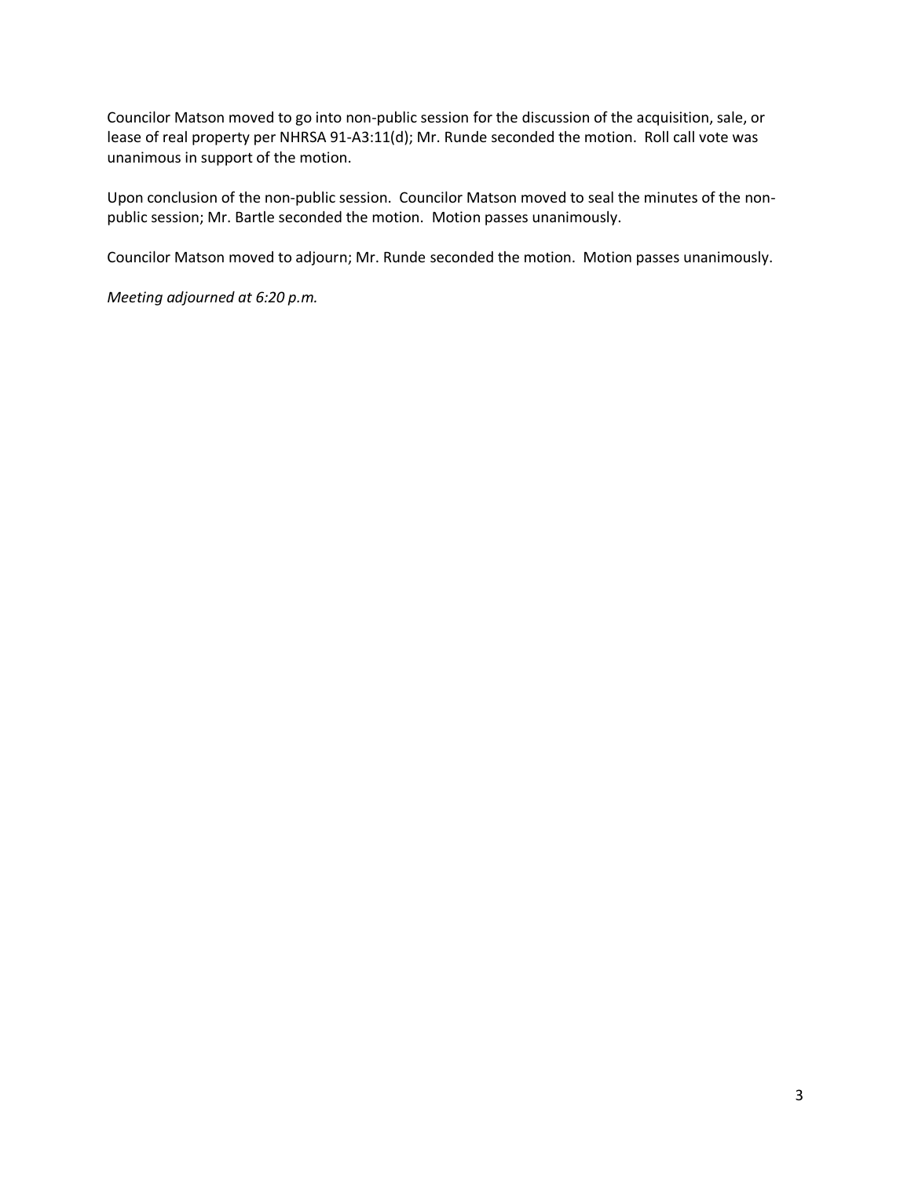Councilor Matson moved to go into non-public session for the discussion of the acquisition, sale, or lease of real property per NHRSA 91-A3:11(d); Mr. Runde seconded the motion. Roll call vote was unanimous in support of the motion.

Upon conclusion of the non-public session. Councilor Matson moved to seal the minutes of the non-public session; Mr. Bartle seconded the motion. Motion passes unanimously.

Councilor Matson moved to adjourn; Mr. Runde seconded the motion. Motion passes unanimously.

*Meeting adjourned at 6:20 p.m.*